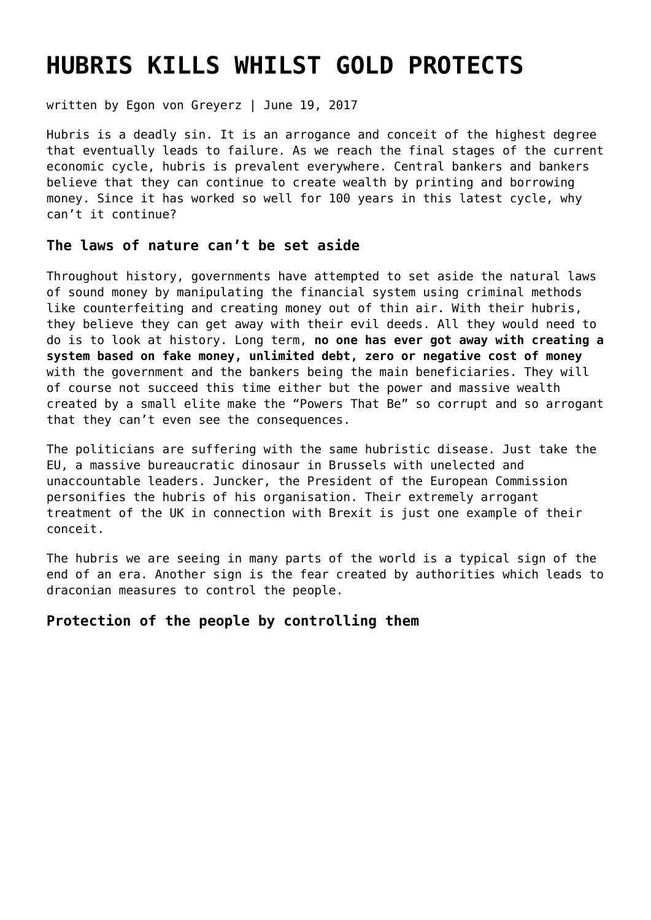# HUBRIS KILLS WHILST GOLD PROTECTS

written by Egon von Greyerz | June 19, 2017

Hubris is a deadly sin. It is an arrogance and conceit of the highest degree that eventually leads to failure. As we reach the final stages of the current economic cycle, hubris is prevalent everywhere. Central bankers and bankers believe that they can continue to create wealth by printing and borrowing money. Since it has worked so well for 100 years in this latest cycle, why can't it continue?

### The laws of nature can't be set aside

Throughout history, governments have attempted to set aside the natural laws of sound money by manipulating the financial system using criminal methods like counterfeiting and creating money out of thin air. With their hubris, they believe they can get away with their evil deeds. All they would need to do is to look at history. Long term, **no one has ever got away with creating a system based on fake money, unlimited debt, zero or negative cost of money** with the government and the bankers being the main beneficiaries. They will of course not succeed this time either but the power and massive wealth created by a small elite make the "Powers That Be" so corrupt and so arrogant that they can't even see the consequences.

The politicians are suffering with the same hubristic disease. Just take the EU, a massive bureaucratic dinosaur in Brussels with unelected and unaccountable leaders. Juncker, the President of the European Commission personifies the hubris of his organisation. Their extremely arrogant treatment of the UK in connection with Brexit is just one example of their conceit.

The hubris we are seeing in many parts of the world is a typical sign of the end of an era. Another sign is the fear created by authorities which leads to draconian measures to control the people.

### Protection of the people by controlling them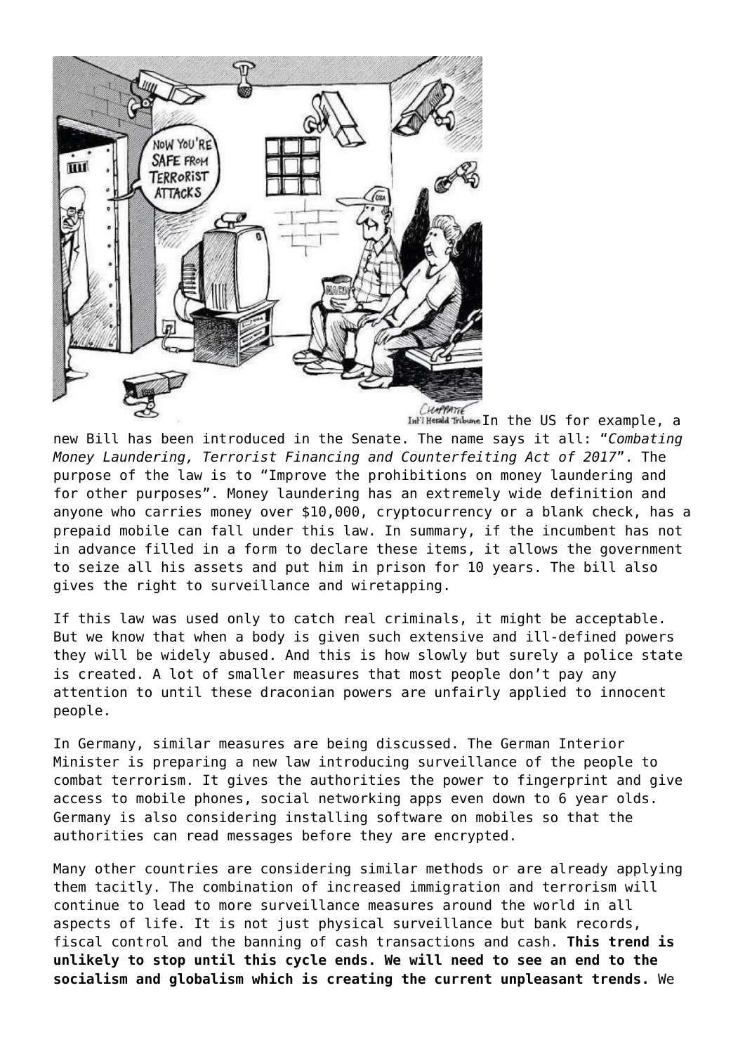In the US for example, a new Bill has been introduced in the Senate. The name says it all: "*Combating Money Laundering, Terrorist Financing and Counterfeiting Act of 2017*". The purpose of the law is to "Improve the prohibitions on money laundering and for other purposes". Money laundering has an extremely wide definition and anyone who carries money over $10,000, cryptocurrency or a blank check, has a prepaid mobile can fall under this law. In summary, if the incumbent has not in advance filled in a form to declare these items, it allows the government to seize all his assets and put him in prison for 10 years. The bill also gives the right to surveillance and wiretapping.

If this law was used only to catch real criminals, it might be acceptable. But we know that when a body is given such extensive and ill-defined powers they will be widely abused. And this is how slowly but surely a police state is created. A lot of smaller measures that most people don't pay any attention to until these draconian powers are unfairly applied to innocent people.

In Germany, similar measures are being discussed. The German Interior Minister is preparing a new law introducing surveillance of the people to combat terrorism. It gives the authorities the power to fingerprint and give access to mobile phones, social networking apps even down to 6 year olds. Germany is also considering installing software on mobiles so that the authorities can read messages before they are encrypted.

Many other countries are considering similar methods or are already applying them tacitly. The combination of increased immigration and terrorism will continue to lead to more surveillance measures around the world in all aspects of life. It is not just physical surveillance but bank records, fiscal control and the banning of cash transactions and cash. **This trend is unlikely to stop until this cycle ends. We will need to see an end to the socialism and globalism which is creating the current unpleasant trends.** We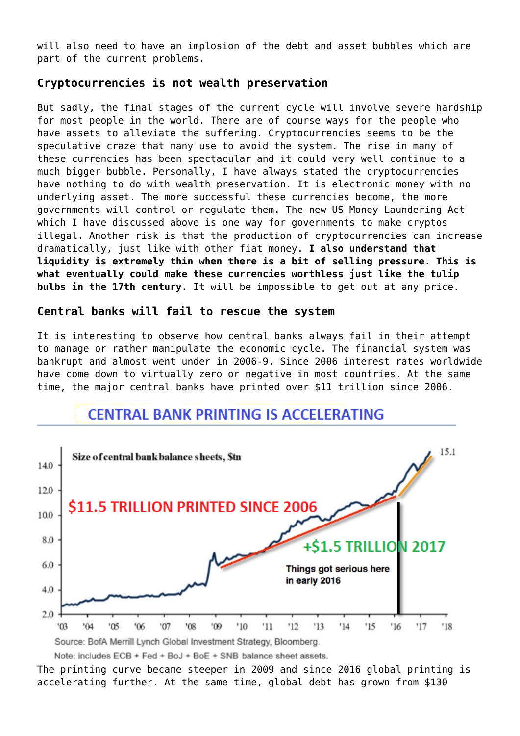will also need to have an implosion of the debt and asset bubbles which are part of the current problems.

### Cryptocurrencies is not wealth preservation

But sadly, the final stages of the current cycle will involve severe hardship for most people in the world. There are of course ways for the people who have assets to alleviate the suffering. Cryptocurrencies seems to be the speculative craze that many use to avoid the system. The rise in many of these currencies has been spectacular and it could very well continue to a much bigger bubble. Personally, I have always stated the cryptocurrencies have nothing to do with wealth preservation. It is electronic money with no underlying asset. The more successful these currencies become, the more governments will control or regulate them. The new US Money Laundering Act which I have discussed above is one way for governments to make cryptos illegal. Another risk is that the production of cryptocurrencies can increase dramatically, just like with other fiat money. **I also understand that liquidity is extremely thin when there is a bit of selling pressure. This is what eventually could make these currencies worthless just like the tulip bulbs in the 17th century.** It will be impossible to get out at any price.

### Central banks will fail to rescue the system

It is interesting to observe how central banks always fail in their attempt to manage or rather manipulate the economic cycle. The financial system was bankrupt and almost went under in 2006-9. Since 2006 interest rates worldwide have come down to virtually zero or negative in most countries. At the same time, the major central banks have printed over $11 trillion since 2006.

CENTRAL BANK PRINTING IS ACCELERATING

Source: BofA Merrill Lynch Global Investment Strategy, Bloomberg.

Note: includes ECB + Fed + BoJ + BoE + SNB balance sheet assets.

The printing curve became steeper in 2009 and since 2016 global printing is accelerating further. At the same time, global debt has grown from $130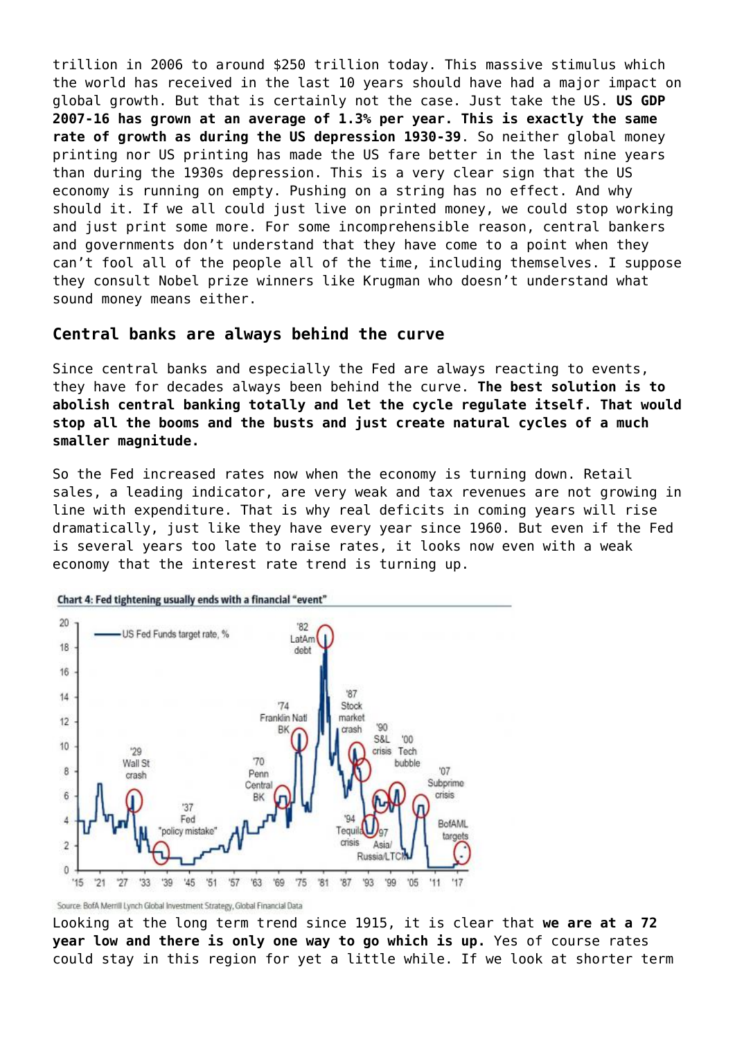trillion in 2006 to around $250 trillion today. This massive stimulus which the world has received in the last 10 years should have had a major impact on global growth. But that is certainly not the case. Just take the US. **US GDP 2007-16 has grown at an average of 1.3% per year. This is exactly the same rate of growth as during the US depression 1930-39**. So neither global money printing nor US printing has made the US fare better in the last nine years than during the 1930s depression. This is a very clear sign that the US economy is running on empty. Pushing on a string has no effect. And why should it. If we all could just live on printed money, we could stop working and just print some more. For some incomprehensible reason, central bankers and governments don't understand that they have come to a point when they can't fool all of the people all of the time, including themselves. I suppose they consult Nobel prize winners like Krugman who doesn't understand what sound money means either.

## Central banks are always behind the curve

Since central banks and especially the Fed are always reacting to events, they have for decades always been behind the curve. **The best solution is to abolish central banking totally and let the cycle regulate itself. That would stop all the booms and the busts and just create natural cycles of a much smaller magnitude.**

So the Fed increased rates now when the economy is turning down. Retail sales, a leading indicator, are very weak and tax revenues are not growing in line with expenditure. That is why real deficits in coming years will rise dramatically, just like they have every year since 1960. But even if the Fed is several years too late to raise rates, it looks now even with a weak economy that the interest rate trend is turning up.

**Chart 4: Fed tightening usually ends with a financial "event"**

Source: BofA Merrill Lynch Global Investment Strategy, Global Financial Data

Looking at the long term trend since 1915, it is clear that **we are at a 72 year low and there is only one way to go which is up.** Yes of course rates could stay in this region for yet a little while. If we look at shorter term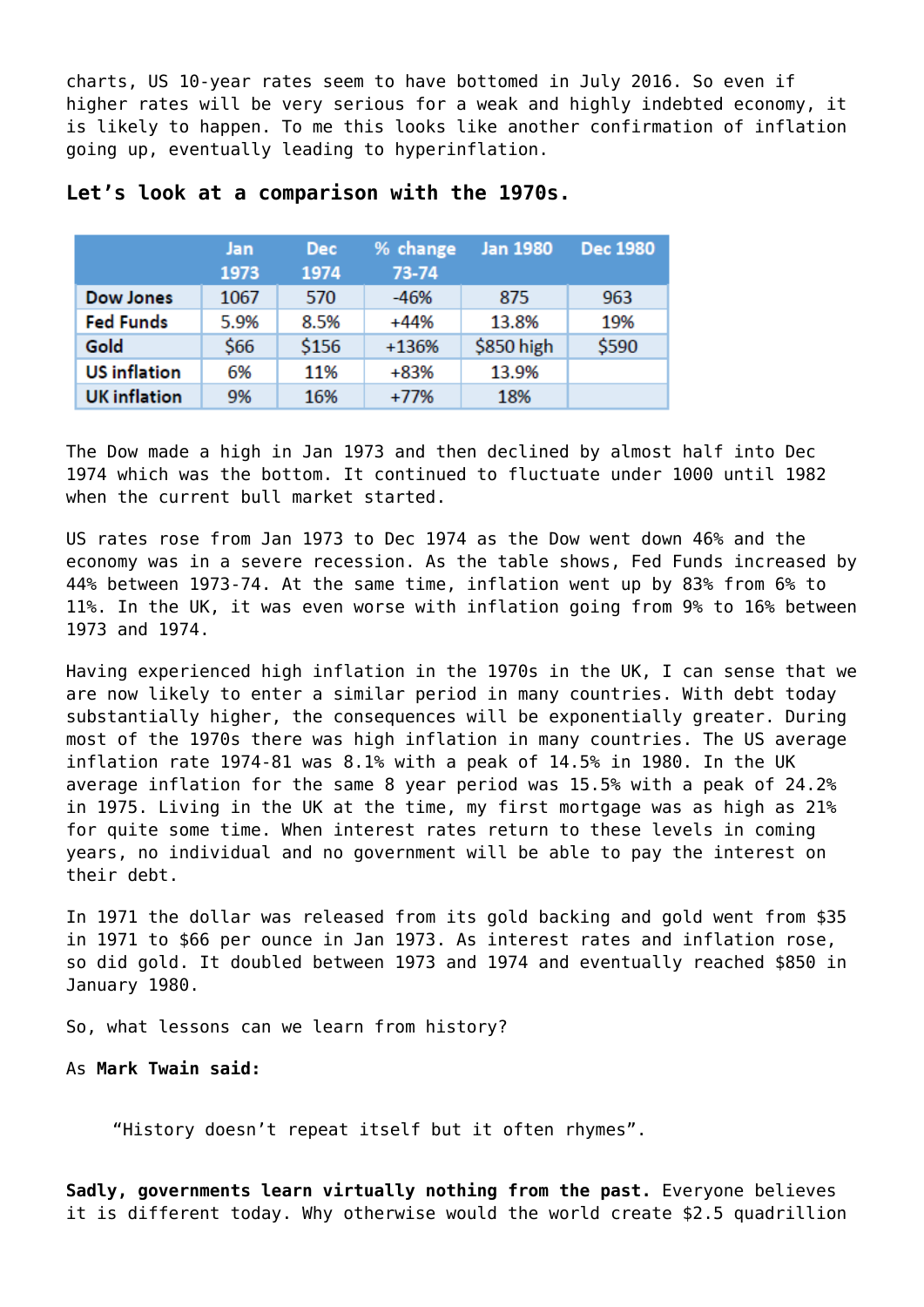charts, US 10-year rates seem to have bottomed in July 2016. So even if higher rates will be very serious for a weak and highly indebted economy, it is likely to happen. To me this looks like another confirmation of inflation going up, eventually leading to hyperinflation.

### Let's look at a comparison with the 1970s.

| | Jan 1973 | Dec 1974 | % change 73-74 | Jan 1980 | Dec 1980 |
|---|---|---|---|---|---|
| **Dow Jones** | 1067 | 570 | -46% | 875 | 963 |
| **Fed Funds** | 5.9% | 8.5% | +44% | 13.8% | 19% |
| **Gold** | $66 | $156 | +136% | $850 high | $590 |
| **US inflation** | 6% | 11% | +83% | 13.9% | |
| **UK inflation** | 9% | 16% | +77% | 18% | |

The Dow made a high in Jan 1973 and then declined by almost half into Dec 1974 which was the bottom. It continued to fluctuate under 1000 until 1982 when the current bull market started.

US rates rose from Jan 1973 to Dec 1974 as the Dow went down 46% and the economy was in a severe recession. As the table shows, Fed Funds increased by 44% between 1973-74. At the same time, inflation went up by 83% from 6% to 11%. In the UK, it was even worse with inflation going from 9% to 16% between 1973 and 1974.

Having experienced high inflation in the 1970s in the UK, I can sense that we are now likely to enter a similar period in many countries. With debt today substantially higher, the consequences will be exponentially greater. During most of the 1970s there was high inflation in many countries. The US average inflation rate 1974-81 was 8.1% with a peak of 14.5% in 1980. In the UK average inflation for the same 8 year period was 15.5% with a peak of 24.2% in 1975. Living in the UK at the time, my first mortgage was as high as 21% for quite some time. When interest rates return to these levels in coming years, no individual and no government will be able to pay the interest on their debt.

In 1971 the dollar was released from its gold backing and gold went from $35 in 1971 to $66 per ounce in Jan 1973. As interest rates and inflation rose, so did gold. It doubled between 1973 and 1974 and eventually reached $850 in January 1980.

So, what lessons can we learn from history?

As **Mark Twain said:**

> "History doesn't repeat itself but it often rhymes".

**Sadly, governments learn virtually nothing from the past.** Everyone believes it is different today. Why otherwise would the world create $2.5 quadrillion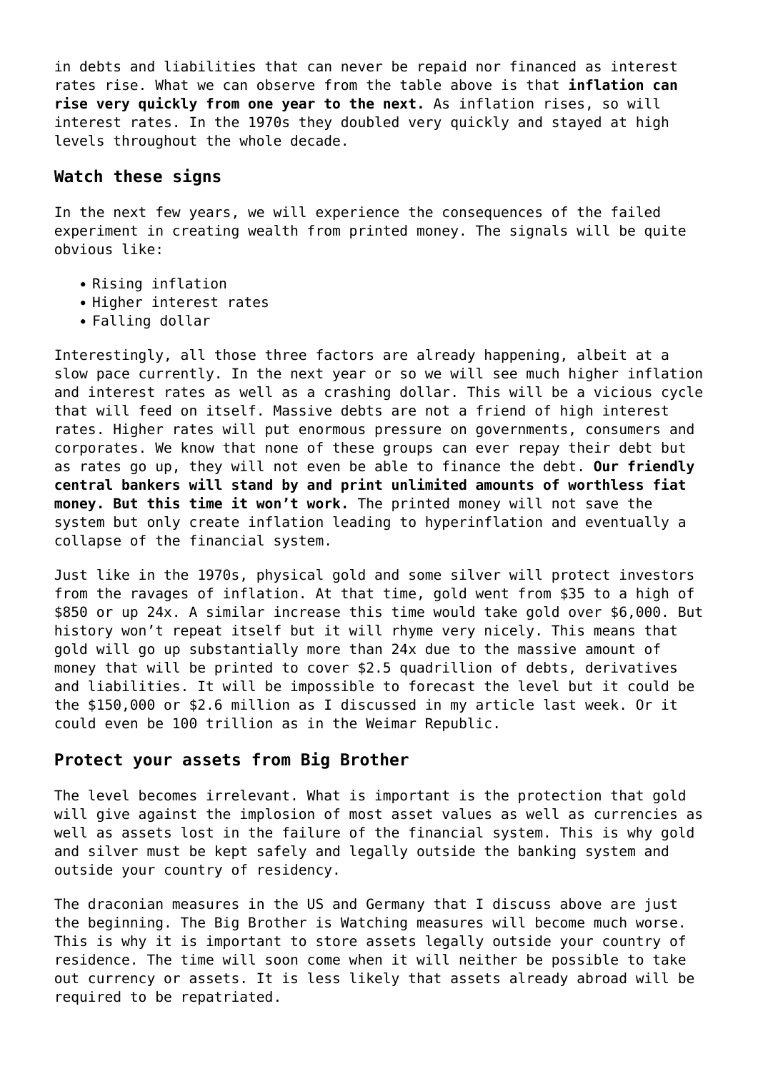in debts and liabilities that can never be repaid nor financed as interest rates rise. What we can observe from the table above is that **inflation can rise very quickly from one year to the next.** As inflation rises, so will interest rates. In the 1970s they doubled very quickly and stayed at high levels throughout the whole decade.

### Watch these signs

In the next few years, we will experience the consequences of the failed experiment in creating wealth from printed money. The signals will be quite obvious like:

- Rising inflation
- Higher interest rates
- Falling dollar

Interestingly, all those three factors are already happening, albeit at a slow pace currently. In the next year or so we will see much higher inflation and interest rates as well as a crashing dollar. This will be a vicious cycle that will feed on itself. Massive debts are not a friend of high interest rates. Higher rates will put enormous pressure on governments, consumers and corporates. We know that none of these groups can ever repay their debt but as rates go up, they will not even be able to finance the debt. **Our friendly central bankers will stand by and print unlimited amounts of worthless fiat money. But this time it won't work.** The printed money will not save the system but only create inflation leading to hyperinflation and eventually a collapse of the financial system.

Just like in the 1970s, physical gold and some silver will protect investors from the ravages of inflation. At that time, gold went from $35 to a high of $850 or up 24x. A similar increase this time would take gold over $6,000. But history won't repeat itself but it will rhyme very nicely. This means that gold will go up substantially more than 24x due to the massive amount of money that will be printed to cover $2.5 quadrillion of debts, derivatives and liabilities. It will be impossible to forecast the level but it could be the $150,000 or $2.6 million as I discussed in my article last week. Or it could even be 100 trillion as in the Weimar Republic.

### Protect your assets from Big Brother

The level becomes irrelevant. What is important is the protection that gold will give against the implosion of most asset values as well as currencies as well as assets lost in the failure of the financial system. This is why gold and silver must be kept safely and legally outside the banking system and outside your country of residency.

The draconian measures in the US and Germany that I discuss above are just the beginning. The Big Brother is Watching measures will become much worse. This is why it is important to store assets legally outside your country of residence. The time will soon come when it will neither be possible to take out currency or assets. It is less likely that assets already abroad will be required to be repatriated.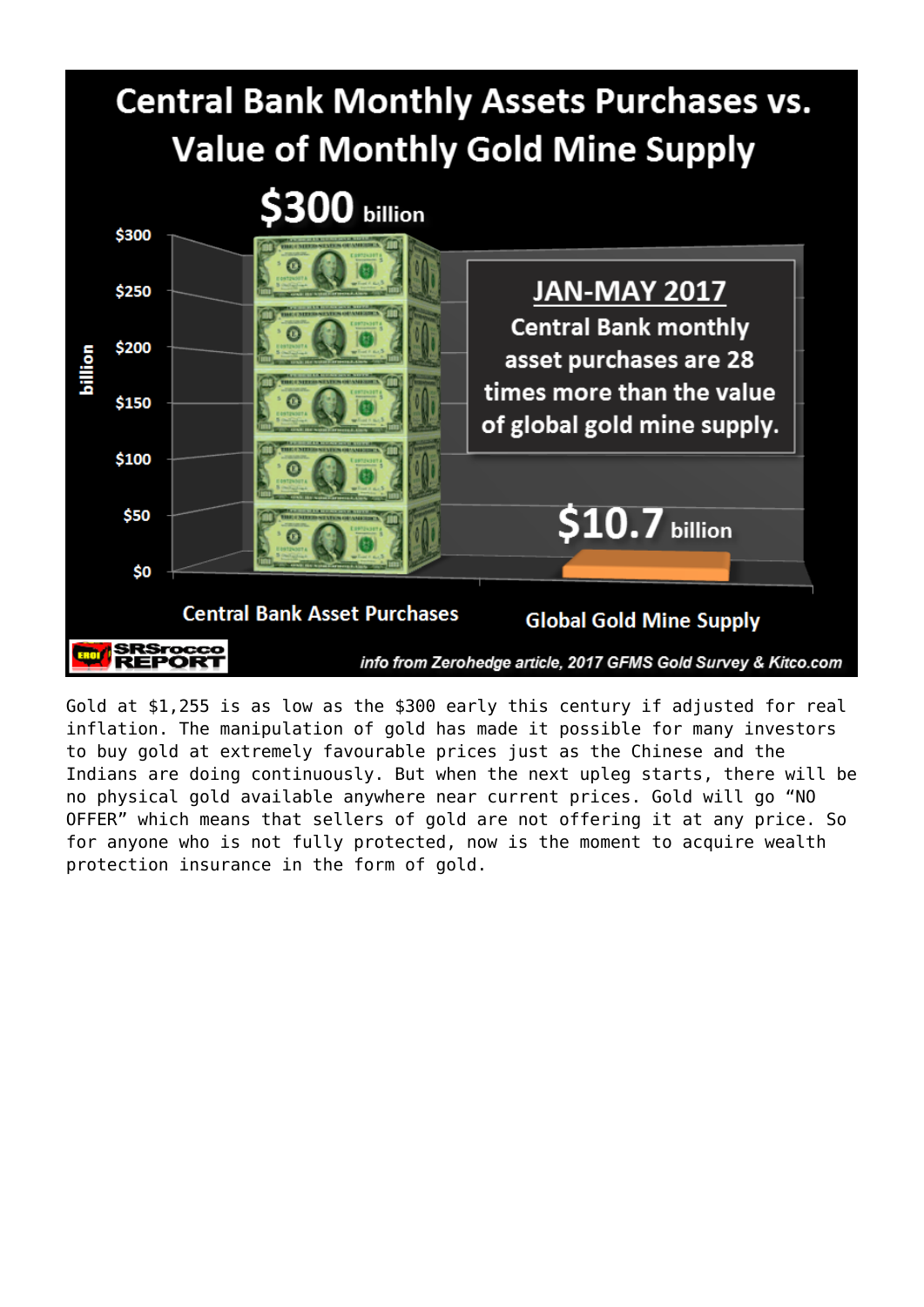Central Bank Monthly Assets Purchases vs. Value of Monthly Gold Mine Supply

$300 billion

$300
$250
$200
$150
$100
$50
$0

billion

JAN-MAY 2017
Central Bank monthly asset purchases are 28 times more than the value of global gold mine supply.

$10.7 billion

Central Bank Asset Purchases

Global Gold Mine Supply

SRSrocco REPORT

info from Zerohedge article, 2017 GFMS Gold Survey & Kitco.com

Gold at $1,255 is as low as the $300 early this century if adjusted for real inflation. The manipulation of gold has made it possible for many investors to buy gold at extremely favourable prices just as the Chinese and the Indians are doing continuously. But when the next upleg starts, there will be no physical gold available anywhere near current prices. Gold will go “NO OFFER” which means that sellers of gold are not offering it at any price. So for anyone who is not fully protected, now is the moment to acquire wealth protection insurance in the form of gold.